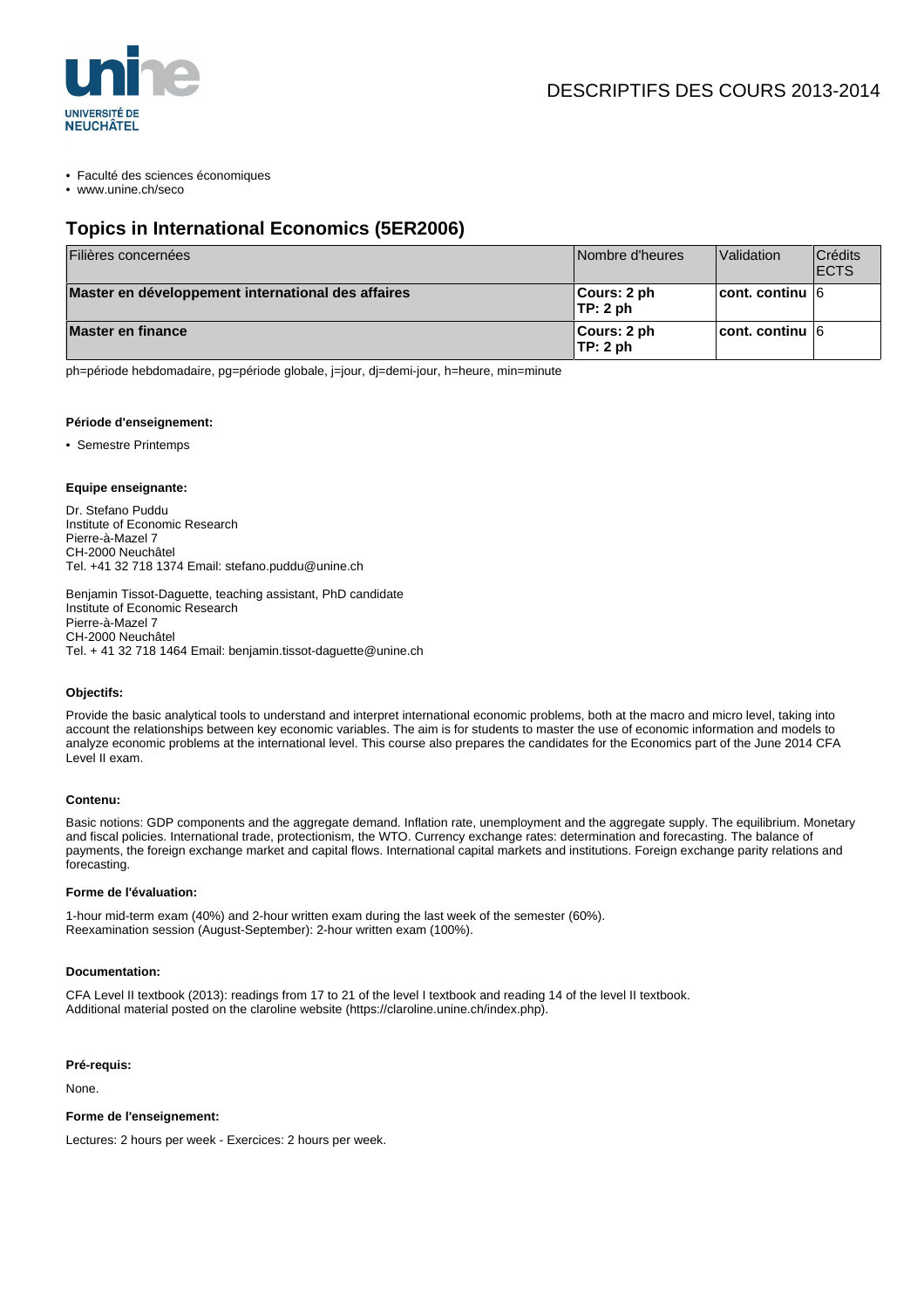DESCRIPTIFS DES COURS 2013-2014

- Faculté des sciences économiques
- www.unine.ch/seco

## Topics in International Economics (5ER2006)

| Filières concernées | Nombre d'heures | Validation | Crédits ECTS |
|---|---|---|---|
| **Master en développement international des affaires** | **Cours: 2 ph**<br>**TP: 2 ph** | **cont. continu** | 6 |
| **Master en finance** | **Cours: 2 ph**<br>**TP: 2 ph** | **cont. continu** | 6 |

ph=période hebdomadaire, pg=période globale, j=jour, dj=demi-jour, h=heure, min=minute

#### Période d'enseignement:

- Semestre Printemps

#### Equipe enseignante:

Dr. Stefano Puddu
Institute of Economic Research
Pierre-à-Mazel 7
CH-2000 Neuchâtel
Tel. +41 32 718 1374 Email: stefano.puddu@unine.ch

Benjamin Tissot-Daguette, teaching assistant, PhD candidate
Institute of Economic Research
Pierre-à-Mazel 7
CH-2000 Neuchâtel
Tel. + 41 32 718 1464 Email: benjamin.tissot-daguette@unine.ch

#### Objectifs:

Provide the basic analytical tools to understand and interpret international economic problems, both at the macro and micro level, taking into account the relationships between key economic variables. The aim is for students to master the use of economic information and models to analyze economic problems at the international level. This course also prepares the candidates for the Economics part of the June 2014 CFA Level II exam.

#### Contenu:

Basic notions: GDP components and the aggregate demand. Inflation rate, unemployment and the aggregate supply. The equilibrium. Monetary and fiscal policies. International trade, protectionism, the WTO. Currency exchange rates: determination and forecasting. The balance of payments, the foreign exchange market and capital flows. International capital markets and institutions. Foreign exchange parity relations and forecasting.

#### Forme de l'évaluation:

1-hour mid-term exam (40%) and 2-hour written exam during the last week of the semester (60%).
Reexamination session (August-September): 2-hour written exam (100%).

#### Documentation:

CFA Level II textbook (2013): readings from 17 to 21 of the level I textbook and reading 14 of the level II textbook.
Additional material posted on the claroline website (https://claroline.unine.ch/index.php).

#### Pré-requis:

None.

#### Forme de l'enseignement:

Lectures: 2 hours per week - Exercices: 2 hours per week.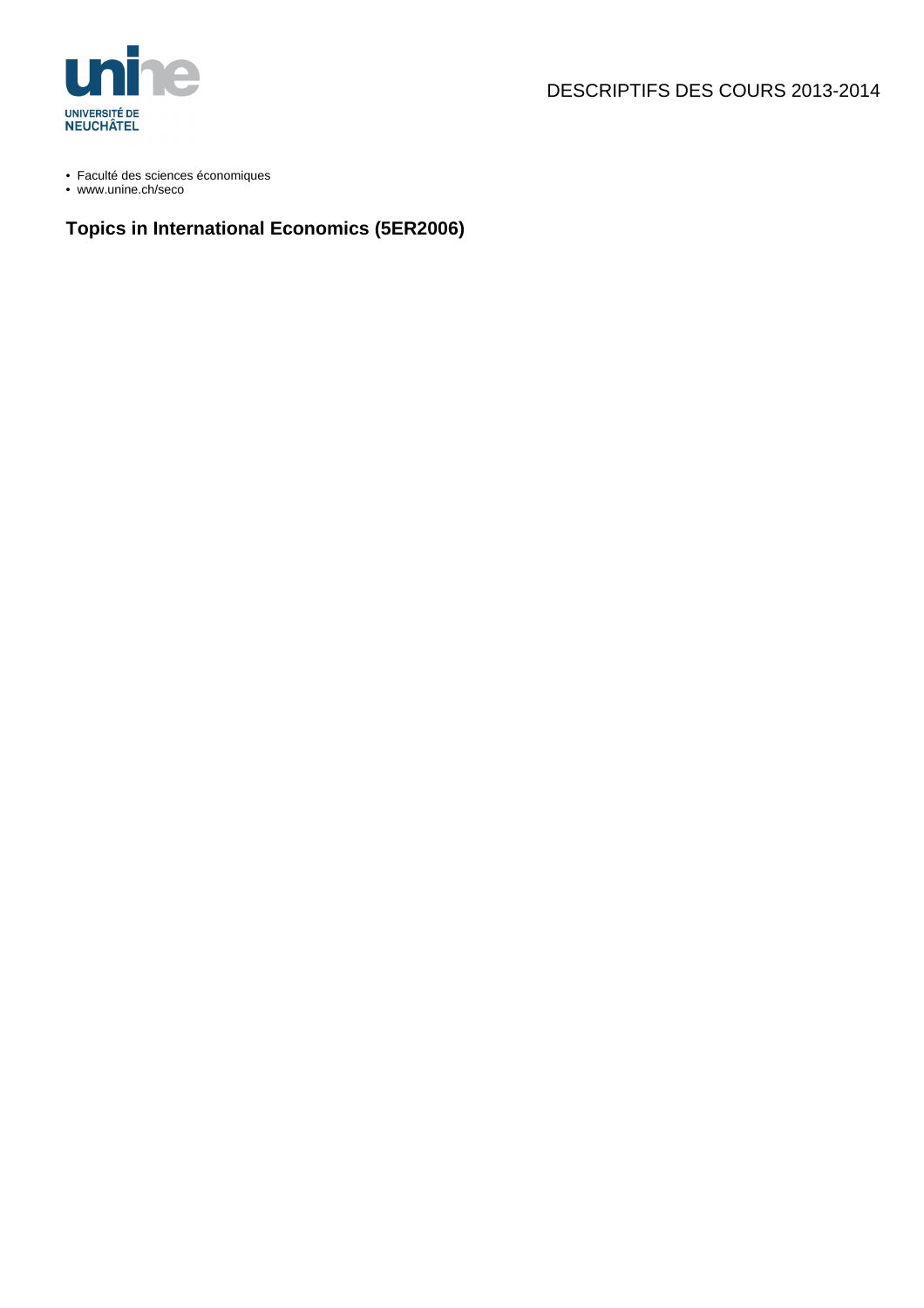- Faculté des sciences économiques
- www.unine.ch/seco

## Topics in International Economics (5ER2006)